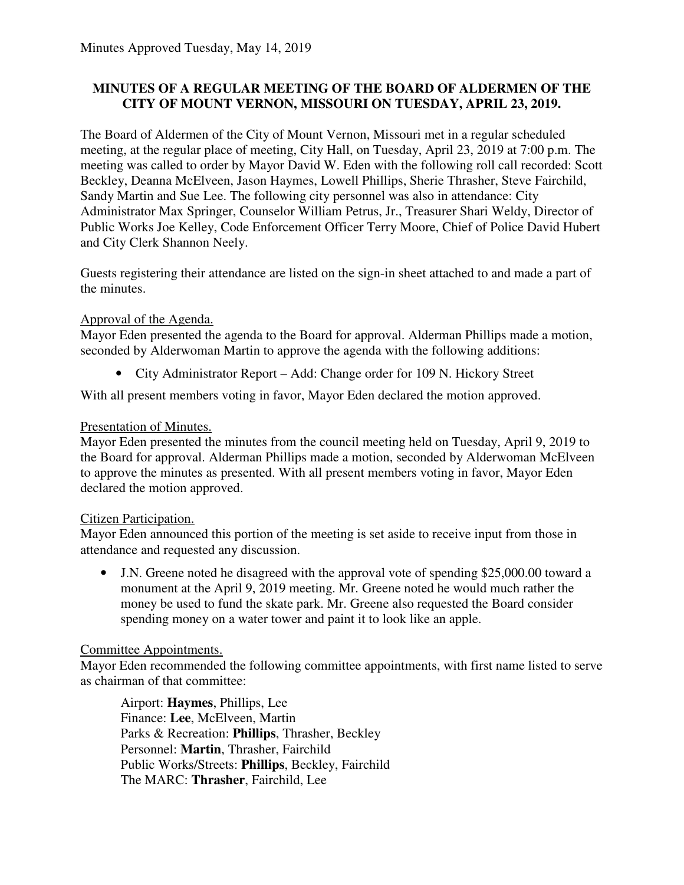Minutes Approved Tuesday, May 14, 2019

# MINUTES OF A REGULAR MEETING OF THE BOARD OF ALDERMEN OF THE CITY OF MOUNT VERNON, MISSOURI ON TUESDAY, APRIL 23, 2019.

The Board of Aldermen of the City of Mount Vernon, Missouri met in a regular scheduled meeting, at the regular place of meeting, City Hall, on Tuesday, April 23, 2019 at 7:00 p.m. The meeting was called to order by Mayor David W. Eden with the following roll call recorded: Scott Beckley, Deanna McElveen, Jason Haymes, Lowell Phillips, Sherie Thrasher, Steve Fairchild, Sandy Martin and Sue Lee. The following city personnel was also in attendance: City Administrator Max Springer, Counselor William Petrus, Jr., Treasurer Shari Weldy, Director of Public Works Joe Kelley, Code Enforcement Officer Terry Moore, Chief of Police David Hubert and City Clerk Shannon Neely.

Guests registering their attendance are listed on the sign-in sheet attached to and made a part of the minutes.

## Approval of the Agenda.

Mayor Eden presented the agenda to the Board for approval. Alderman Phillips made a motion, seconded by Alderwoman Martin to approve the agenda with the following additions:

- City Administrator Report – Add: Change order for 109 N. Hickory Street

With all present members voting in favor, Mayor Eden declared the motion approved.

## Presentation of Minutes.

Mayor Eden presented the minutes from the council meeting held on Tuesday, April 9, 2019 to the Board for approval. Alderman Phillips made a motion, seconded by Alderwoman McElveen to approve the minutes as presented. With all present members voting in favor, Mayor Eden declared the motion approved.

## Citizen Participation.

Mayor Eden announced this portion of the meeting is set aside to receive input from those in attendance and requested any discussion.

- J.N. Greene noted he disagreed with the approval vote of spending $25,000.00 toward a monument at the April 9, 2019 meeting. Mr. Greene noted he would much rather the money be used to fund the skate park. Mr. Greene also requested the Board consider spending money on a water tower and paint it to look like an apple.

## Committee Appointments.

Mayor Eden recommended the following committee appointments, with first name listed to serve as chairman of that committee:

Airport: **Haymes**, Phillips, Lee
Finance: **Lee**, McElveen, Martin
Parks & Recreation: **Phillips**, Thrasher, Beckley
Personnel: **Martin**, Thrasher, Fairchild
Public Works/Streets: **Phillips**, Beckley, Fairchild
The MARC: **Thrasher**, Fairchild, Lee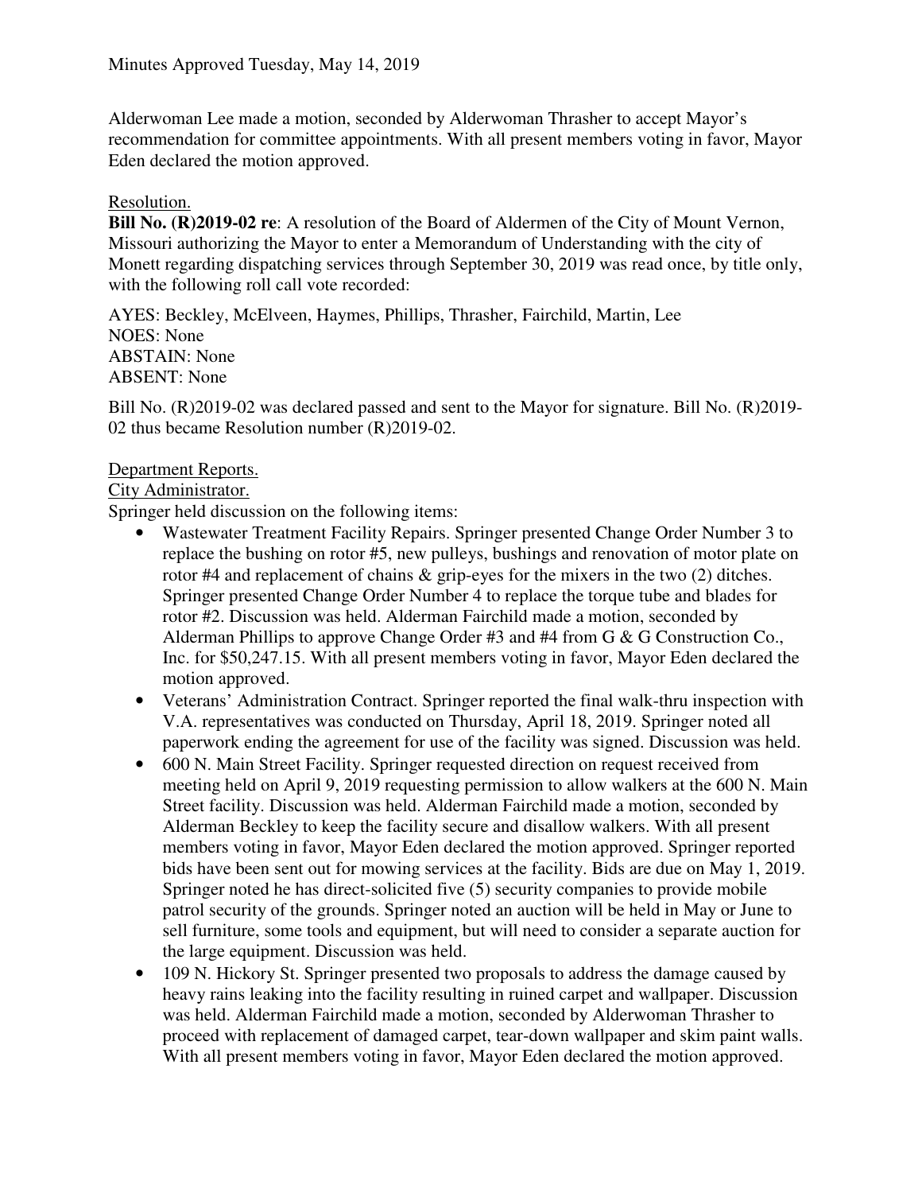Minutes Approved Tuesday, May 14, 2019

Alderwoman Lee made a motion, seconded by Alderwoman Thrasher to accept Mayor's recommendation for committee appointments. With all present members voting in favor, Mayor Eden declared the motion approved.

Resolution.

**Bill No. (R)2019-02 re**: A resolution of the Board of Aldermen of the City of Mount Vernon, Missouri authorizing the Mayor to enter a Memorandum of Understanding with the city of Monett regarding dispatching services through September 30, 2019 was read once, by title only, with the following roll call vote recorded:

AYES: Beckley, McElveen, Haymes, Phillips, Thrasher, Fairchild, Martin, Lee
NOES: None
ABSTAIN: None
ABSENT: None

Bill No. (R)2019-02 was declared passed and sent to the Mayor for signature. Bill No. (R)2019-02 thus became Resolution number (R)2019-02.

Department Reports.

City Administrator.

Springer held discussion on the following items:

- Wastewater Treatment Facility Repairs. Springer presented Change Order Number 3 to replace the bushing on rotor #5, new pulleys, bushings and renovation of motor plate on rotor #4 and replacement of chains & grip-eyes for the mixers in the two (2) ditches. Springer presented Change Order Number 4 to replace the torque tube and blades for rotor #2. Discussion was held. Alderman Fairchild made a motion, seconded by Alderman Phillips to approve Change Order #3 and #4 from G & G Construction Co., Inc. for $50,247.15. With all present members voting in favor, Mayor Eden declared the motion approved.
- Veterans' Administration Contract. Springer reported the final walk-thru inspection with V.A. representatives was conducted on Thursday, April 18, 2019. Springer noted all paperwork ending the agreement for use of the facility was signed. Discussion was held.
- 600 N. Main Street Facility. Springer requested direction on request received from meeting held on April 9, 2019 requesting permission to allow walkers at the 600 N. Main Street facility. Discussion was held. Alderman Fairchild made a motion, seconded by Alderman Beckley to keep the facility secure and disallow walkers. With all present members voting in favor, Mayor Eden declared the motion approved. Springer reported bids have been sent out for mowing services at the facility. Bids are due on May 1, 2019. Springer noted he has direct-solicited five (5) security companies to provide mobile patrol security of the grounds. Springer noted an auction will be held in May or June to sell furniture, some tools and equipment, but will need to consider a separate auction for the large equipment. Discussion was held.
- 109 N. Hickory St. Springer presented two proposals to address the damage caused by heavy rains leaking into the facility resulting in ruined carpet and wallpaper. Discussion was held. Alderman Fairchild made a motion, seconded by Alderwoman Thrasher to proceed with replacement of damaged carpet, tear-down wallpaper and skim paint walls. With all present members voting in favor, Mayor Eden declared the motion approved.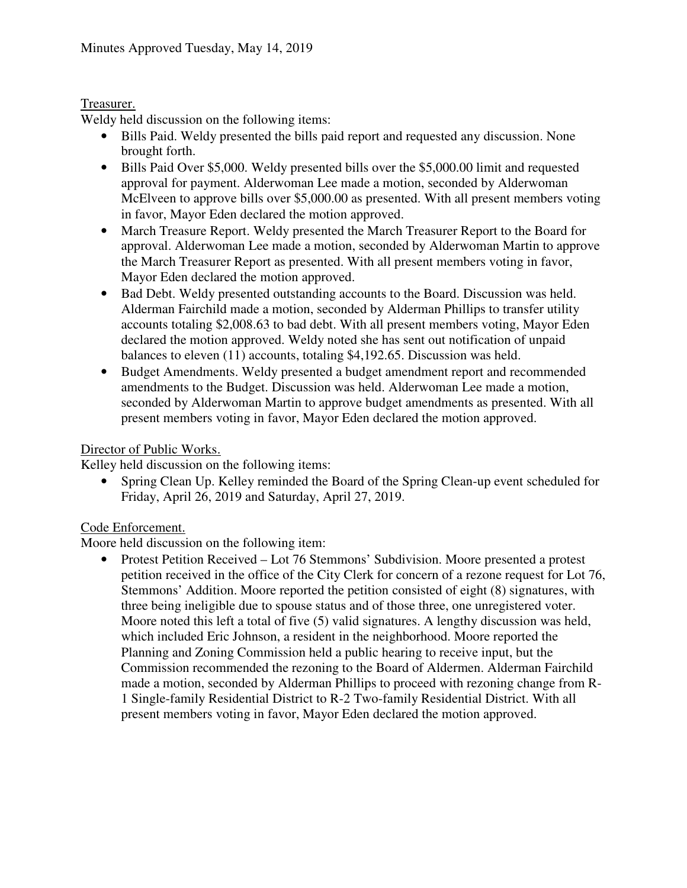Treasurer.

Weldy held discussion on the following items:

- Bills Paid. Weldy presented the bills paid report and requested any discussion. None brought forth.
- Bills Paid Over $5,000. Weldy presented bills over the $5,000.00 limit and requested approval for payment. Alderwoman Lee made a motion, seconded by Alderwoman McElveen to approve bills over $5,000.00 as presented. With all present members voting in favor, Mayor Eden declared the motion approved.
- March Treasure Report. Weldy presented the March Treasurer Report to the Board for approval. Alderwoman Lee made a motion, seconded by Alderwoman Martin to approve the March Treasurer Report as presented. With all present members voting in favor, Mayor Eden declared the motion approved.
- Bad Debt. Weldy presented outstanding accounts to the Board. Discussion was held. Alderman Fairchild made a motion, seconded by Alderman Phillips to transfer utility accounts totaling $2,008.63 to bad debt. With all present members voting, Mayor Eden declared the motion approved. Weldy noted she has sent out notification of unpaid balances to eleven (11) accounts, totaling $4,192.65. Discussion was held.
- Budget Amendments. Weldy presented a budget amendment report and recommended amendments to the Budget. Discussion was held. Alderwoman Lee made a motion, seconded by Alderwoman Martin to approve budget amendments as presented. With all present members voting in favor, Mayor Eden declared the motion approved.

Director of Public Works.

Kelley held discussion on the following items:

- Spring Clean Up. Kelley reminded the Board of the Spring Clean-up event scheduled for Friday, April 26, 2019 and Saturday, April 27, 2019.

Code Enforcement.

Moore held discussion on the following item:

- Protest Petition Received – Lot 76 Stemmons' Subdivision. Moore presented a protest petition received in the office of the City Clerk for concern of a rezone request for Lot 76, Stemmons' Addition. Moore reported the petition consisted of eight (8) signatures, with three being ineligible due to spouse status and of those three, one unregistered voter. Moore noted this left a total of five (5) valid signatures. A lengthy discussion was held, which included Eric Johnson, a resident in the neighborhood. Moore reported the Planning and Zoning Commission held a public hearing to receive input, but the Commission recommended the rezoning to the Board of Aldermen. Alderman Fairchild made a motion, seconded by Alderman Phillips to proceed with rezoning change from R-1 Single-family Residential District to R-2 Two-family Residential District. With all present members voting in favor, Mayor Eden declared the motion approved.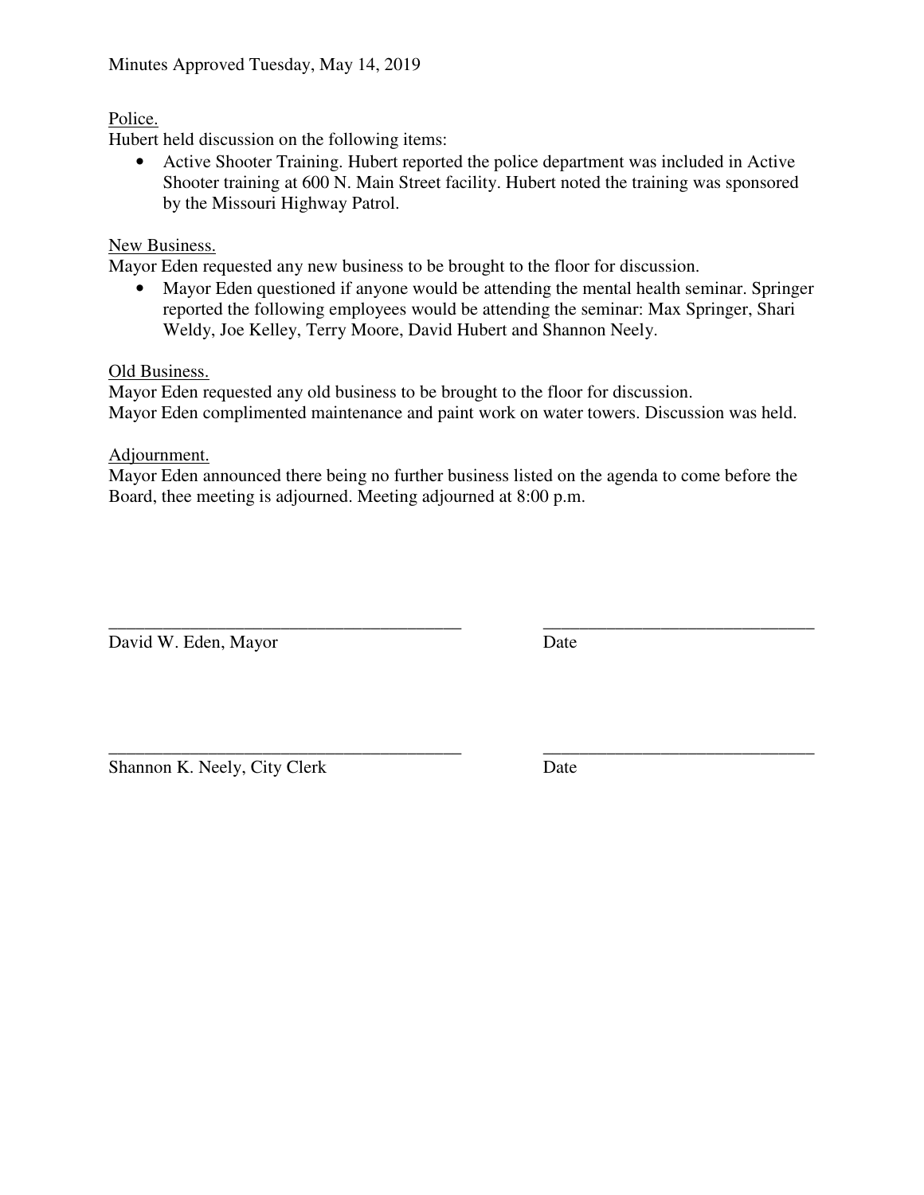Minutes Approved Tuesday, May 14, 2019

<u>Police.</u>

Hubert held discussion on the following items:

- Active Shooter Training. Hubert reported the police department was included in Active Shooter training at 600 N. Main Street facility. Hubert noted the training was sponsored by the Missouri Highway Patrol.

<u>New Business.</u>

Mayor Eden requested any new business to be brought to the floor for discussion.

- Mayor Eden questioned if anyone would be attending the mental health seminar. Springer reported the following employees would be attending the seminar: Max Springer, Shari Weldy, Joe Kelley, Terry Moore, David Hubert and Shannon Neely.

<u>Old Business.</u>

Mayor Eden requested any old business to be brought to the floor for discussion.
Mayor Eden complimented maintenance and paint work on water towers. Discussion was held.

<u>Adjournment.</u>

Mayor Eden announced there being no further business listed on the agenda to come before the Board, thee meeting is adjourned. Meeting adjourned at 8:00 p.m.

\_\_\_\_\_\_\_\_\_\_\_\_\_\_\_\_\_\_\_\_\_\_\_\_\_\_\_\_\_\_\_\_\_\_\_\_\_\_\_\_ \_\_\_\_\_\_\_\_\_\_\_\_\_\_\_\_\_\_\_\_\_\_\_\_\_\_\_\_\_\_\_\_

David W. Eden, Mayor Date

\_\_\_\_\_\_\_\_\_\_\_\_\_\_\_\_\_\_\_\_\_\_\_\_\_\_\_\_\_\_\_\_\_\_\_\_\_\_\_\_ \_\_\_\_\_\_\_\_\_\_\_\_\_\_\_\_\_\_\_\_\_\_\_\_\_\_\_\_\_\_\_\_

Shannon K. Neely, City Clerk Date